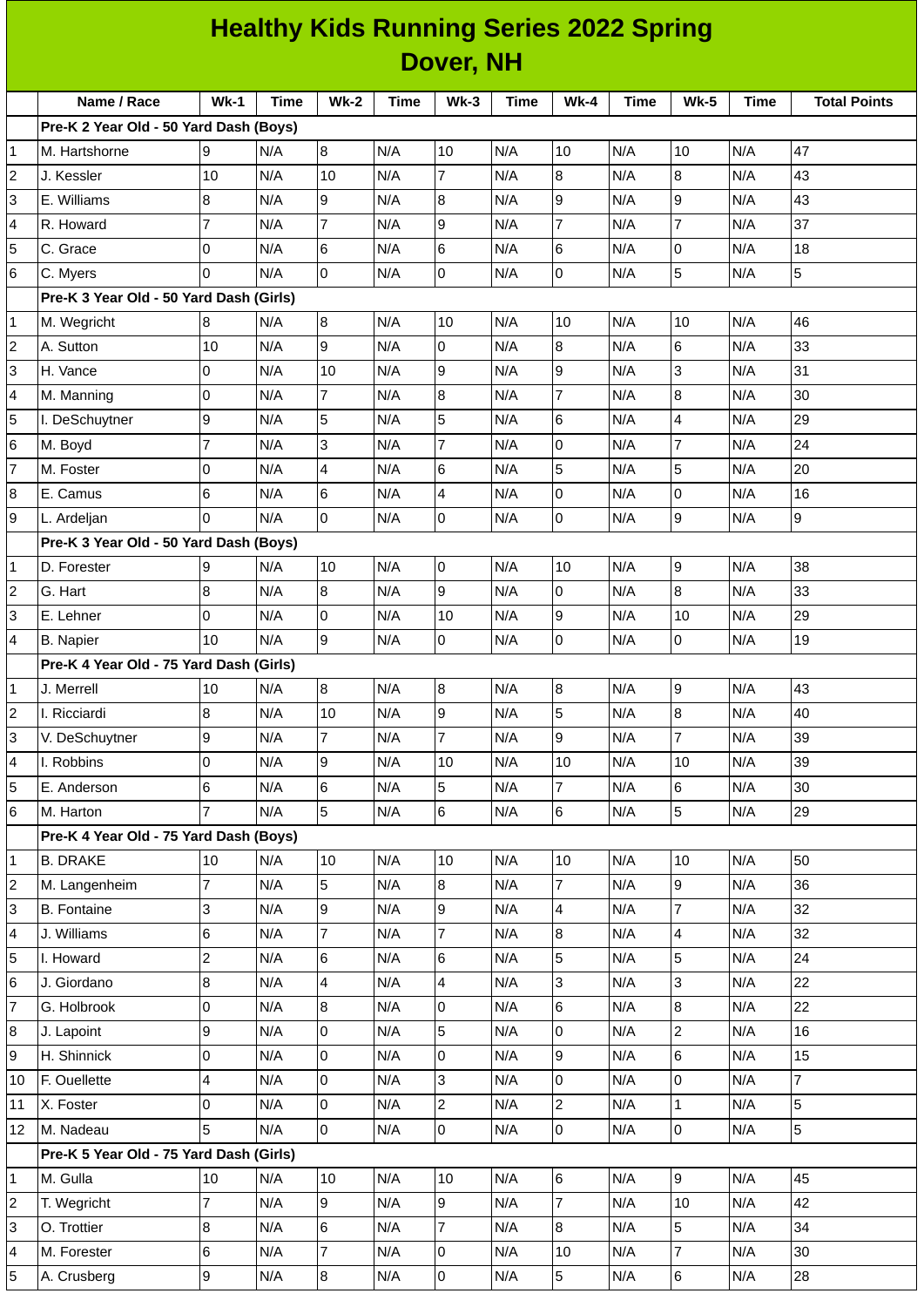# Healthy Kids Running Series 2022 Spring

## Dover, NH

| | Name / Race | Wk-1 | Time | Wk-2 | Time | Wk-3 | Time | Wk-4 | Time | Wk-5 | Time | Total Points |
|---|---|---|---|---|---|---|---|---|---|---|---|---|
| | **Pre-K 2 Year Old - 50 Yard Dash (Boys)** | | | | | | | | | | | |
| 1 | M. Hartshorne | 9 | N/A | 8 | N/A | 10 | N/A | 10 | N/A | 10 | N/A | 47 |
| 2 | J. Kessler | 10 | N/A | 10 | N/A | 7 | N/A | 8 | N/A | 8 | N/A | 43 |
| 3 | E. Williams | 8 | N/A | 9 | N/A | 8 | N/A | 9 | N/A | 9 | N/A | 43 |
| 4 | R. Howard | 7 | N/A | 7 | N/A | 9 | N/A | 7 | N/A | 7 | N/A | 37 |
| 5 | C. Grace | 0 | N/A | 6 | N/A | 6 | N/A | 6 | N/A | 0 | N/A | 18 |
| 6 | C. Myers | 0 | N/A | 0 | N/A | 0 | N/A | 0 | N/A | 5 | N/A | 5 |
| | **Pre-K 3 Year Old - 50 Yard Dash (Girls)** | | | | | | | | | | | |
| 1 | M. Wegricht | 8 | N/A | 8 | N/A | 10 | N/A | 10 | N/A | 10 | N/A | 46 |
| 2 | A. Sutton | 10 | N/A | 9 | N/A | 0 | N/A | 8 | N/A | 6 | N/A | 33 |
| 3 | H. Vance | 0 | N/A | 10 | N/A | 9 | N/A | 9 | N/A | 3 | N/A | 31 |
| 4 | M. Manning | 0 | N/A | 7 | N/A | 8 | N/A | 7 | N/A | 8 | N/A | 30 |
| 5 | I. DeSchuytner | 9 | N/A | 5 | N/A | 5 | N/A | 6 | N/A | 4 | N/A | 29 |
| 6 | M. Boyd | 7 | N/A | 3 | N/A | 7 | N/A | 0 | N/A | 7 | N/A | 24 |
| 7 | M. Foster | 0 | N/A | 4 | N/A | 6 | N/A | 5 | N/A | 5 | N/A | 20 |
| 8 | E. Camus | 6 | N/A | 6 | N/A | 4 | N/A | 0 | N/A | 0 | N/A | 16 |
| 9 | L. Ardeljan | 0 | N/A | 0 | N/A | 0 | N/A | 0 | N/A | 9 | N/A | 9 |
| | **Pre-K 3 Year Old - 50 Yard Dash (Boys)** | | | | | | | | | | | |
| 1 | D. Forester | 9 | N/A | 10 | N/A | 0 | N/A | 10 | N/A | 9 | N/A | 38 |
| 2 | G. Hart | 8 | N/A | 8 | N/A | 9 | N/A | 0 | N/A | 8 | N/A | 33 |
| 3 | E. Lehner | 0 | N/A | 0 | N/A | 10 | N/A | 9 | N/A | 10 | N/A | 29 |
| 4 | B. Napier | 10 | N/A | 9 | N/A | 0 | N/A | 0 | N/A | 0 | N/A | 19 |
| | **Pre-K 4 Year Old - 75 Yard Dash (Girls)** | | | | | | | | | | | |
| 1 | J. Merrell | 10 | N/A | 8 | N/A | 8 | N/A | 8 | N/A | 9 | N/A | 43 |
| 2 | I. Ricciardi | 8 | N/A | 10 | N/A | 9 | N/A | 5 | N/A | 8 | N/A | 40 |
| 3 | V. DeSchuytner | 9 | N/A | 7 | N/A | 7 | N/A | 9 | N/A | 7 | N/A | 39 |
| 4 | I. Robbins | 0 | N/A | 9 | N/A | 10 | N/A | 10 | N/A | 10 | N/A | 39 |
| 5 | E. Anderson | 6 | N/A | 6 | N/A | 5 | N/A | 7 | N/A | 6 | N/A | 30 |
| 6 | M. Harton | 7 | N/A | 5 | N/A | 6 | N/A | 6 | N/A | 5 | N/A | 29 |
| | **Pre-K 4 Year Old - 75 Yard Dash (Boys)** | | | | | | | | | | | |
| 1 | B. DRAKE | 10 | N/A | 10 | N/A | 10 | N/A | 10 | N/A | 10 | N/A | 50 |
| 2 | M. Langenheim | 7 | N/A | 5 | N/A | 8 | N/A | 7 | N/A | 9 | N/A | 36 |
| 3 | B. Fontaine | 3 | N/A | 9 | N/A | 9 | N/A | 4 | N/A | 7 | N/A | 32 |
| 4 | J. Williams | 6 | N/A | 7 | N/A | 7 | N/A | 8 | N/A | 4 | N/A | 32 |
| 5 | I. Howard | 2 | N/A | 6 | N/A | 6 | N/A | 5 | N/A | 5 | N/A | 24 |
| 6 | J. Giordano | 8 | N/A | 4 | N/A | 4 | N/A | 3 | N/A | 3 | N/A | 22 |
| 7 | G. Holbrook | 0 | N/A | 8 | N/A | 0 | N/A | 6 | N/A | 8 | N/A | 22 |
| 8 | J. Lapoint | 9 | N/A | 0 | N/A | 5 | N/A | 0 | N/A | 2 | N/A | 16 |
| 9 | H. Shinnick | 0 | N/A | 0 | N/A | 0 | N/A | 9 | N/A | 6 | N/A | 15 |
| 10 | F. Ouellette | 4 | N/A | 0 | N/A | 3 | N/A | 0 | N/A | 0 | N/A | 7 |
| 11 | X. Foster | 0 | N/A | 0 | N/A | 2 | N/A | 2 | N/A | 1 | N/A | 5 |
| 12 | M. Nadeau | 5 | N/A | 0 | N/A | 0 | N/A | 0 | N/A | 0 | N/A | 5 |
| | **Pre-K 5 Year Old - 75 Yard Dash (Girls)** | | | | | | | | | | | |
| 1 | M. Gulla | 10 | N/A | 10 | N/A | 10 | N/A | 6 | N/A | 9 | N/A | 45 |
| 2 | T. Wegricht | 7 | N/A | 9 | N/A | 9 | N/A | 7 | N/A | 10 | N/A | 42 |
| 3 | O. Trottier | 8 | N/A | 6 | N/A | 7 | N/A | 8 | N/A | 5 | N/A | 34 |
| 4 | M. Forester | 6 | N/A | 7 | N/A | 0 | N/A | 10 | N/A | 7 | N/A | 30 |
| 5 | A. Crusberg | 9 | N/A | 8 | N/A | 0 | N/A | 5 | N/A | 6 | N/A | 28 |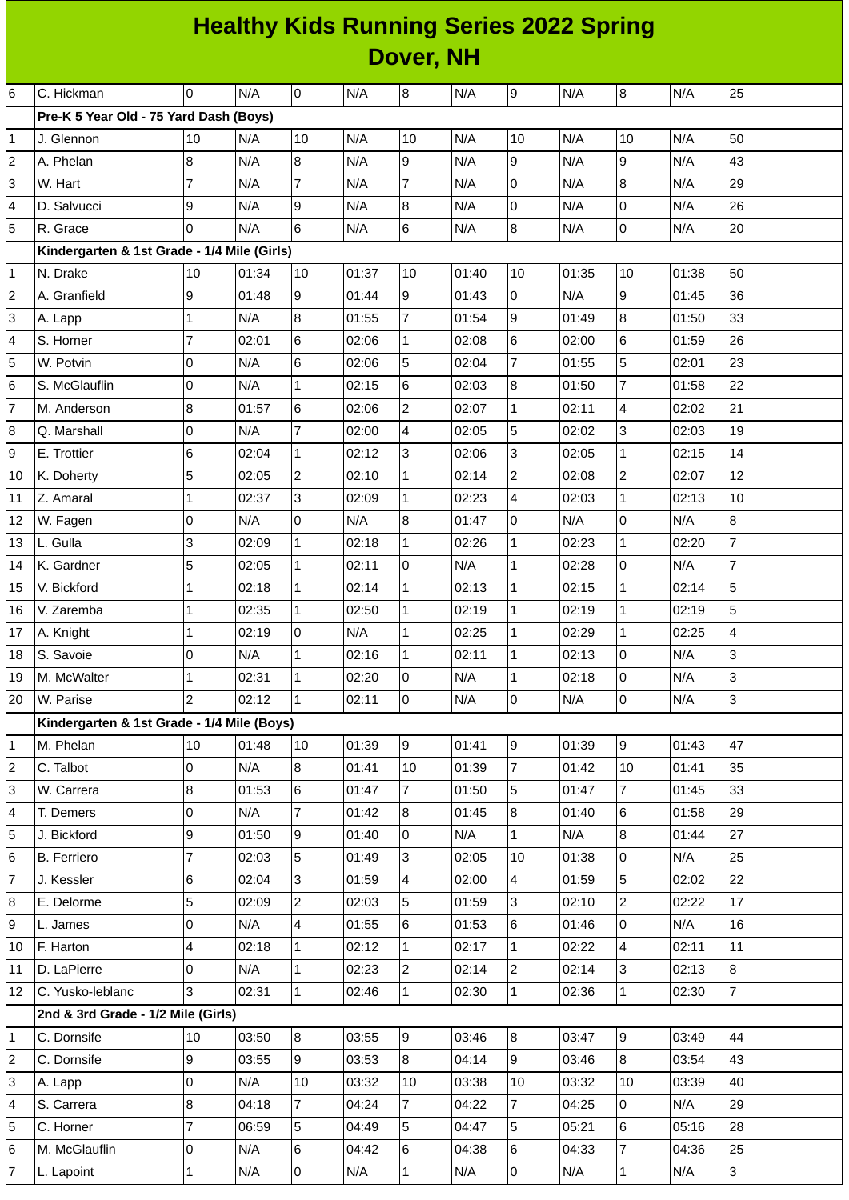# Healthy Kids Running Series 2022 Spring
## Dover, NH

| | | | | | | | | | | | | |
|---|---|---|---|---|---|---|---|---|---|---|---|---|
| 6 | C. Hickman | 0 | N/A | 0 | N/A | 8 | N/A | 9 | N/A | 8 | N/A | 25 |
| | **Pre-K 5 Year Old - 75 Yard Dash (Boys)** | | | | | | | | | | | |
| 1 | J. Glennon | 10 | N/A | 10 | N/A | 10 | N/A | 10 | N/A | 10 | N/A | 50 |
| 2 | A. Phelan | 8 | N/A | 8 | N/A | 9 | N/A | 9 | N/A | 9 | N/A | 43 |
| 3 | W. Hart | 7 | N/A | 7 | N/A | 7 | N/A | 0 | N/A | 8 | N/A | 29 |
| 4 | D. Salvucci | 9 | N/A | 9 | N/A | 8 | N/A | 0 | N/A | 0 | N/A | 26 |
| 5 | R. Grace | 0 | N/A | 6 | N/A | 6 | N/A | 8 | N/A | 0 | N/A | 20 |
| | **Kindergarten & 1st Grade - 1/4 Mile (Girls)** | | | | | | | | | | | |
| 1 | N. Drake | 10 | 01:34 | 10 | 01:37 | 10 | 01:40 | 10 | 01:35 | 10 | 01:38 | 50 |
| 2 | A. Granfield | 9 | 01:48 | 9 | 01:44 | 9 | 01:43 | 0 | N/A | 9 | 01:45 | 36 |
| 3 | A. Lapp | 1 | N/A | 8 | 01:55 | 7 | 01:54 | 9 | 01:49 | 8 | 01:50 | 33 |
| 4 | S. Horner | 7 | 02:01 | 6 | 02:06 | 1 | 02:08 | 6 | 02:00 | 6 | 01:59 | 26 |
| 5 | W. Potvin | 0 | N/A | 6 | 02:06 | 5 | 02:04 | 7 | 01:55 | 5 | 02:01 | 23 |
| 6 | S. McGlauflin | 0 | N/A | 1 | 02:15 | 6 | 02:03 | 8 | 01:50 | 7 | 01:58 | 22 |
| 7 | M. Anderson | 8 | 01:57 | 6 | 02:06 | 2 | 02:07 | 1 | 02:11 | 4 | 02:02 | 21 |
| 8 | Q. Marshall | 0 | N/A | 7 | 02:00 | 4 | 02:05 | 5 | 02:02 | 3 | 02:03 | 19 |
| 9 | E. Trottier | 6 | 02:04 | 1 | 02:12 | 3 | 02:06 | 3 | 02:05 | 1 | 02:15 | 14 |
| 10 | K. Doherty | 5 | 02:05 | 2 | 02:10 | 1 | 02:14 | 2 | 02:08 | 2 | 02:07 | 12 |
| 11 | Z. Amaral | 1 | 02:37 | 3 | 02:09 | 1 | 02:23 | 4 | 02:03 | 1 | 02:13 | 10 |
| 12 | W. Fagen | 0 | N/A | 0 | N/A | 8 | 01:47 | 0 | N/A | 0 | N/A | 8 |
| 13 | L. Gulla | 3 | 02:09 | 1 | 02:18 | 1 | 02:26 | 1 | 02:23 | 1 | 02:20 | 7 |
| 14 | K. Gardner | 5 | 02:05 | 1 | 02:11 | 0 | N/A | 1 | 02:28 | 0 | N/A | 7 |
| 15 | V. Bickford | 1 | 02:18 | 1 | 02:14 | 1 | 02:13 | 1 | 02:15 | 1 | 02:14 | 5 |
| 16 | V. Zaremba | 1 | 02:35 | 1 | 02:50 | 1 | 02:19 | 1 | 02:19 | 1 | 02:19 | 5 |
| 17 | A. Knight | 1 | 02:19 | 0 | N/A | 1 | 02:25 | 1 | 02:29 | 1 | 02:25 | 4 |
| 18 | S. Savoie | 0 | N/A | 1 | 02:16 | 1 | 02:11 | 1 | 02:13 | 0 | N/A | 3 |
| 19 | M. McWalter | 1 | 02:31 | 1 | 02:20 | 0 | N/A | 1 | 02:18 | 0 | N/A | 3 |
| 20 | W. Parise | 2 | 02:12 | 1 | 02:11 | 0 | N/A | 0 | N/A | 0 | N/A | 3 |
| | **Kindergarten & 1st Grade - 1/4 Mile (Boys)** | | | | | | | | | | | |
| 1 | M. Phelan | 10 | 01:48 | 10 | 01:39 | 9 | 01:41 | 9 | 01:39 | 9 | 01:43 | 47 |
| 2 | C. Talbot | 0 | N/A | 8 | 01:41 | 10 | 01:39 | 7 | 01:42 | 10 | 01:41 | 35 |
| 3 | W. Carrera | 8 | 01:53 | 6 | 01:47 | 7 | 01:50 | 5 | 01:47 | 7 | 01:45 | 33 |
| 4 | T. Demers | 0 | N/A | 7 | 01:42 | 8 | 01:45 | 8 | 01:40 | 6 | 01:58 | 29 |
| 5 | J. Bickford | 9 | 01:50 | 9 | 01:40 | 0 | N/A | 1 | N/A | 8 | 01:44 | 27 |
| 6 | B. Ferriero | 7 | 02:03 | 5 | 01:49 | 3 | 02:05 | 10 | 01:38 | 0 | N/A | 25 |
| 7 | J. Kessler | 6 | 02:04 | 3 | 01:59 | 4 | 02:00 | 4 | 01:59 | 5 | 02:02 | 22 |
| 8 | E. Delorme | 5 | 02:09 | 2 | 02:03 | 5 | 01:59 | 3 | 02:10 | 2 | 02:22 | 17 |
| 9 | L. James | 0 | N/A | 4 | 01:55 | 6 | 01:53 | 6 | 01:46 | 0 | N/A | 16 |
| 10 | F. Harton | 4 | 02:18 | 1 | 02:12 | 1 | 02:17 | 1 | 02:22 | 4 | 02:11 | 11 |
| 11 | D. LaPierre | 0 | N/A | 1 | 02:23 | 2 | 02:14 | 2 | 02:14 | 3 | 02:13 | 8 |
| 12 | C. Yusko-leblanc | 3 | 02:31 | 1 | 02:46 | 1 | 02:30 | 1 | 02:36 | 1 | 02:30 | 7 |
| | **2nd & 3rd Grade - 1/2 Mile (Girls)** | | | | | | | | | | | |
| 1 | C. Dornsife | 10 | 03:50 | 8 | 03:55 | 9 | 03:46 | 8 | 03:47 | 9 | 03:49 | 44 |
| 2 | C. Dornsife | 9 | 03:55 | 9 | 03:53 | 8 | 04:14 | 9 | 03:46 | 8 | 03:54 | 43 |
| 3 | A. Lapp | 0 | N/A | 10 | 03:32 | 10 | 03:38 | 10 | 03:32 | 10 | 03:39 | 40 |
| 4 | S. Carrera | 8 | 04:18 | 7 | 04:24 | 7 | 04:22 | 7 | 04:25 | 0 | N/A | 29 |
| 5 | C. Horner | 7 | 06:59 | 5 | 04:49 | 5 | 04:47 | 5 | 05:21 | 6 | 05:16 | 28 |
| 6 | M. McGlauflin | 0 | N/A | 6 | 04:42 | 6 | 04:38 | 6 | 04:33 | 7 | 04:36 | 25 |
| 7 | L. Lapoint | 1 | N/A | 0 | N/A | 1 | N/A | 0 | N/A | 1 | N/A | 3 |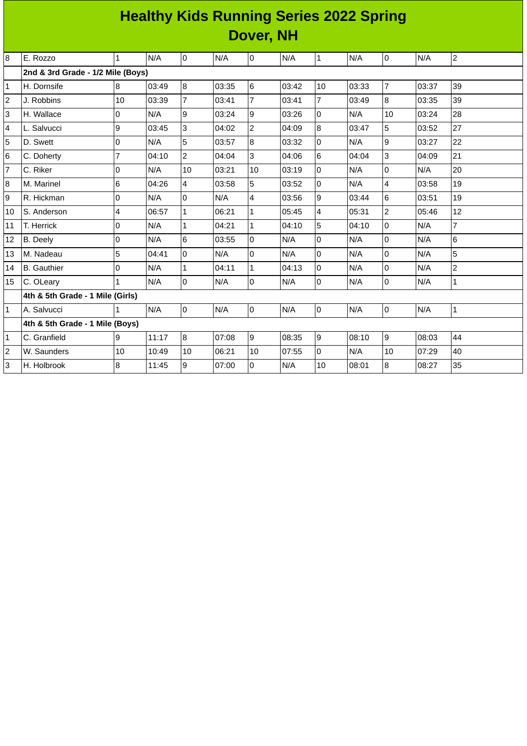# Healthy Kids Running Series 2022 Spring Dover, NH

| | | | | | | | | | | | | |
|---|---|---|---|---|---|---|---|---|---|---|---|---|
| 8 | E. Rozzo | 1 | N/A | 0 | N/A | 0 | N/A | 1 | N/A | 0 | N/A | 2 |
| | **2nd & 3rd Grade - 1/2 Mile (Boys)** | | | | | | | | | | | |
| 1 | H. Dornsife | 8 | 03:49 | 8 | 03:35 | 6 | 03:42 | 10 | 03:33 | 7 | 03:37 | 39 |
| 2 | J. Robbins | 10 | 03:39 | 7 | 03:41 | 7 | 03:41 | 7 | 03:49 | 8 | 03:35 | 39 |
| 3 | H. Wallace | 0 | N/A | 9 | 03:24 | 9 | 03:26 | 0 | N/A | 10 | 03:24 | 28 |
| 4 | L. Salvucci | 9 | 03:45 | 3 | 04:02 | 2 | 04:09 | 8 | 03:47 | 5 | 03:52 | 27 |
| 5 | D. Swett | 0 | N/A | 5 | 03:57 | 8 | 03:32 | 0 | N/A | 9 | 03:27 | 22 |
| 6 | C. Doherty | 7 | 04:10 | 2 | 04:04 | 3 | 04:06 | 6 | 04:04 | 3 | 04:09 | 21 |
| 7 | C. Riker | 0 | N/A | 10 | 03:21 | 10 | 03:19 | 0 | N/A | 0 | N/A | 20 |
| 8 | M. Marinel | 6 | 04:26 | 4 | 03:58 | 5 | 03:52 | 0 | N/A | 4 | 03:58 | 19 |
| 9 | R. Hickman | 0 | N/A | 0 | N/A | 4 | 03:56 | 9 | 03:44 | 6 | 03:51 | 19 |
| 10 | S. Anderson | 4 | 06:57 | 1 | 06:21 | 1 | 05:45 | 4 | 05:31 | 2 | 05:46 | 12 |
| 11 | T. Herrick | 0 | N/A | 1 | 04:21 | 1 | 04:10 | 5 | 04:10 | 0 | N/A | 7 |
| 12 | B. Deely | 0 | N/A | 6 | 03:55 | 0 | N/A | 0 | N/A | 0 | N/A | 6 |
| 13 | M. Nadeau | 5 | 04:41 | 0 | N/A | 0 | N/A | 0 | N/A | 0 | N/A | 5 |
| 14 | B. Gauthier | 0 | N/A | 1 | 04:11 | 1 | 04:13 | 0 | N/A | 0 | N/A | 2 |
| 15 | C. OLeary | 1 | N/A | 0 | N/A | 0 | N/A | 0 | N/A | 0 | N/A | 1 |
| | **4th & 5th Grade - 1 Mile (Girls)** | | | | | | | | | | | |
| 1 | A. Salvucci | 1 | N/A | 0 | N/A | 0 | N/A | 0 | N/A | 0 | N/A | 1 |
| | **4th & 5th Grade - 1 Mile (Boys)** | | | | | | | | | | | |
| 1 | C. Granfield | 9 | 11:17 | 8 | 07:08 | 9 | 08:35 | 9 | 08:10 | 9 | 08:03 | 44 |
| 2 | W. Saunders | 10 | 10:49 | 10 | 06:21 | 10 | 07:55 | 0 | N/A | 10 | 07:29 | 40 |
| 3 | H. Holbrook | 8 | 11:45 | 9 | 07:00 | 0 | N/A | 10 | 08:01 | 8 | 08:27 | 35 |